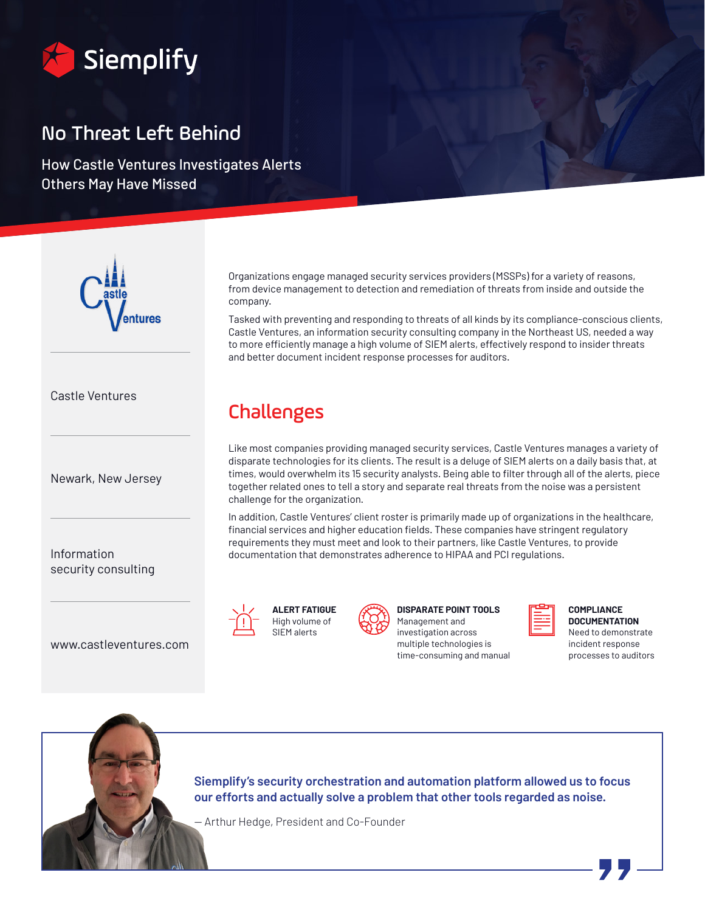Siemplify

# No Threat Left Behind

How Castle Ventures Investigates Alerts Others May Have Missed

Castle Ventures

Newark, New Jersey

Information security consulting

www.castleventures.com

Organizations engage managed security services providers (MSSPs) for a variety of reasons, from device management to detection and remediation of threats from inside and outside the company.

Tasked with preventing and responding to threats of all kinds by its compliance-conscious clients, Castle Ventures, an information security consulting company in the Northeast US, needed a way to more efficiently manage a high volume of SIEM alerts, effectively respond to insider threats and better document incident response processes for auditors.

## Challenges

Like most companies providing managed security services, Castle Ventures manages a variety of disparate technologies for its clients. The result is a deluge of SIEM alerts on a daily basis that, at times, would overwhelm its 15 security analysts. Being able to filter through all of the alerts, piece together related ones to tell a story and separate real threats from the noise was a persistent challenge for the organization.

In addition, Castle Ventures' client roster is primarily made up of organizations in the healthcare, financial services and higher education fields. These companies have stringent regulatory requirements they must meet and look to their partners, like Castle Ventures, to provide documentation that demonstrates adherence to HIPAA and PCI regulations.

**ALERT FATIGUE**
High volume of SIEM alerts

**DISPARATE POINT TOOLS**
Management and investigation across multiple technologies is time-consuming and manual

**COMPLIANCE DOCUMENTATION**
Need to demonstrate incident response processes to auditors

> **Siemplify's security orchestration and automation platform allowed us to focus our efforts and actually solve a problem that other tools regarded as noise.**
>
> — Arthur Hedge, President and Co-Founder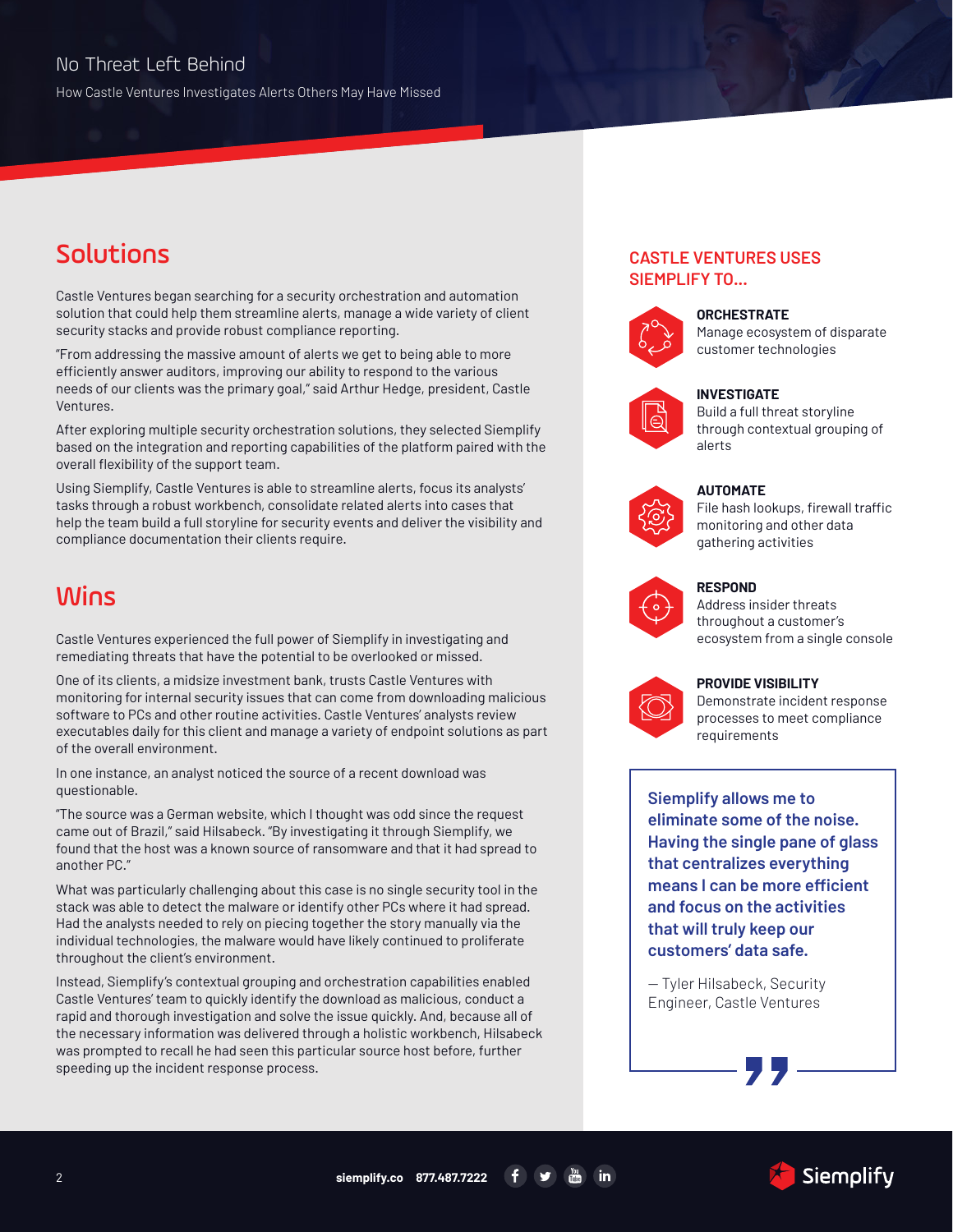No Threat Left Behind

How Castle Ventures Investigates Alerts Others May Have Missed

## Solutions

Castle Ventures began searching for a security orchestration and automation solution that could help them streamline alerts, manage a wide variety of client security stacks and provide robust compliance reporting.

"From addressing the massive amount of alerts we get to being able to more efficiently answer auditors, improving our ability to respond to the various needs of our clients was the primary goal," said Arthur Hedge, president, Castle Ventures.

After exploring multiple security orchestration solutions, they selected Siemplify based on the integration and reporting capabilities of the platform paired with the overall flexibility of the support team.

Using Siemplify, Castle Ventures is able to streamline alerts, focus its analysts' tasks through a robust workbench, consolidate related alerts into cases that help the team build a full storyline for security events and deliver the visibility and compliance documentation their clients require.

## Wins

Castle Ventures experienced the full power of Siemplify in investigating and remediating threats that have the potential to be overlooked or missed.

One of its clients, a midsize investment bank, trusts Castle Ventures with monitoring for internal security issues that can come from downloading malicious software to PCs and other routine activities. Castle Ventures' analysts review executables daily for this client and manage a variety of endpoint solutions as part of the overall environment.

In one instance, an analyst noticed the source of a recent download was questionable.

"The source was a German website, which I thought was odd since the request came out of Brazil," said Hilsabeck. "By investigating it through Siemplify, we found that the host was a known source of ransomware and that it had spread to another PC."

What was particularly challenging about this case is no single security tool in the stack was able to detect the malware or identify other PCs where it had spread. Had the analysts needed to rely on piecing together the story manually via the individual technologies, the malware would have likely continued to proliferate throughout the client's environment.

Instead, Siemplify's contextual grouping and orchestration capabilities enabled Castle Ventures' team to quickly identify the download as malicious, conduct a rapid and thorough investigation and solve the issue quickly. And, because all of the necessary information was delivered through a holistic workbench, Hilsabeck was prompted to recall he had seen this particular source host before, further speeding up the incident response process.

### CASTLE VENTURES USES SIEMPLIFY TO...

**ORCHESTRATE**
Manage ecosystem of disparate customer technologies

**INVESTIGATE**
Build a full threat storyline through contextual grouping of alerts

**AUTOMATE**
File hash lookups, firewall traffic monitoring and other data gathering activities

**RESPOND**
Address insider threats throughout a customer's ecosystem from a single console

**PROVIDE VISIBILITY**
Demonstrate incident response processes to meet compliance requirements

> **Siemplify allows me to eliminate some of the noise. Having the single pane of glass that centralizes everything means I can be more efficient and focus on the activities that will truly keep our customers' data safe.**
>
> — Tyler Hilsabeck, Security Engineer, Castle Ventures

siemplify.co 877.487.7222

Siemplify